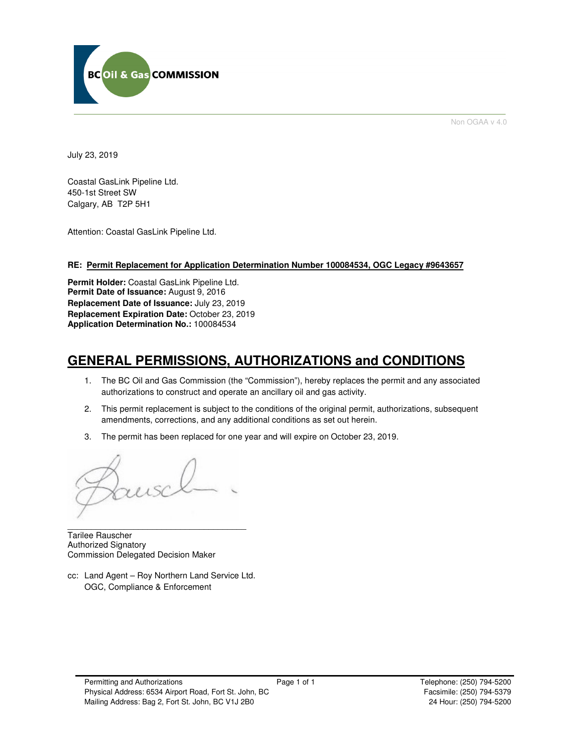Non OGAA v 4.0

July 23, 2019

Coastal GasLink Pipeline Ltd.
450-1st Street SW
Calgary, AB T2P 5H1

Attention: Coastal GasLink Pipeline Ltd.

**RE: Permit Replacement for Application Determination Number 100084534, OGC Legacy #9643657**

**Permit Holder:** Coastal GasLink Pipeline Ltd.
**Permit Date of Issuance:** August 9, 2016
**Replacement Date of Issuance:** July 23, 2019
**Replacement Expiration Date:** October 23, 2019
**Application Determination No.:** 100084534

# GENERAL PERMISSIONS, AUTHORIZATIONS and CONDITIONS

1. The BC Oil and Gas Commission (the "Commission"), hereby replaces the permit and any associated authorizations to construct and operate an ancillary oil and gas activity.
2. This permit replacement is subject to the conditions of the original permit, authorizations, subsequent amendments, corrections, and any additional conditions as set out herein.
3. The permit has been replaced for one year and will expire on October 23, 2019.

Tarilee Rauscher
Authorized Signatory
Commission Delegated Decision Maker

cc: Land Agent – Roy Northern Land Service Ltd.
OGC, Compliance & Enforcement

Permitting and Authorizations
Physical Address: 6534 Airport Road, Fort St. John, BC
Mailing Address: Bag 2, Fort St. John, BC V1J 2B0

Telephone: (250) 794-5200
Facsimile: (250) 794-5379
24 Hour: (250) 794-5200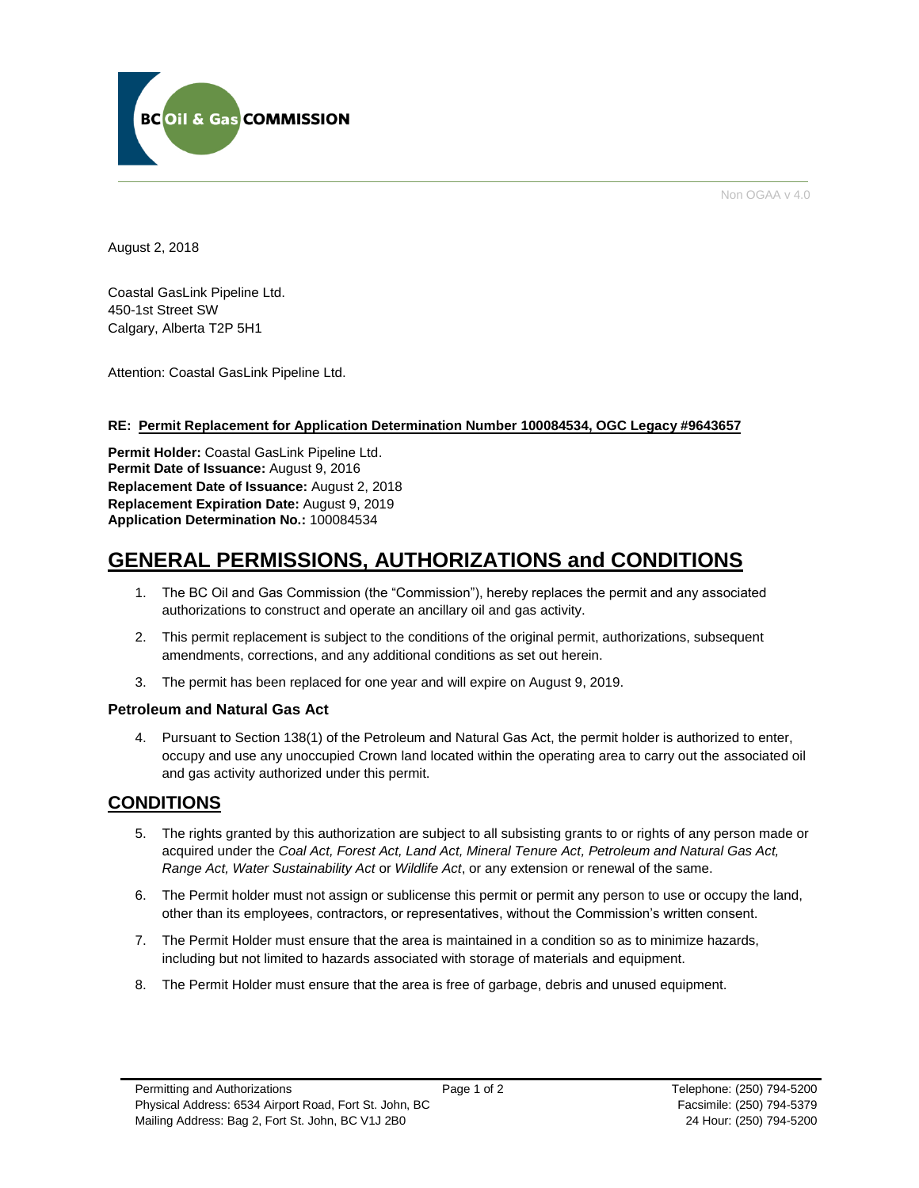Non OGAA v 4.0

August 2, 2018

Coastal GasLink Pipeline Ltd.
450-1st Street SW
Calgary, Alberta T2P 5H1

Attention: Coastal GasLink Pipeline Ltd.

**RE: Permit Replacement for Application Determination Number 100084534, OGC Legacy #9643657**

**Permit Holder:** Coastal GasLink Pipeline Ltd.
**Permit Date of Issuance:** August 9, 2016
**Replacement Date of Issuance:** August 2, 2018
**Replacement Expiration Date:** August 9, 2019
**Application Determination No.:** 100084534

# GENERAL PERMISSIONS, AUTHORIZATIONS and CONDITIONS

1. The BC Oil and Gas Commission (the "Commission"), hereby replaces the permit and any associated authorizations to construct and operate an ancillary oil and gas activity.
2. This permit replacement is subject to the conditions of the original permit, authorizations, subsequent amendments, corrections, and any additional conditions as set out herein.
3. The permit has been replaced for one year and will expire on August 9, 2019.

### Petroleum and Natural Gas Act

4. Pursuant to Section 138(1) of the Petroleum and Natural Gas Act, the permit holder is authorized to enter, occupy and use any unoccupied Crown land located within the operating area to carry out the associated oil and gas activity authorized under this permit.

## CONDITIONS

5. The rights granted by this authorization are subject to all subsisting grants to or rights of any person made or acquired under the *Coal Act, Forest Act, Land Act, Mineral Tenure Act, Petroleum and Natural Gas Act, Range Act, Water Sustainability Act* or *Wildlife Act*, or any extension or renewal of the same.
6. The Permit holder must not assign or sublicense this permit or permit any person to use or occupy the land, other than its employees, contractors, or representatives, without the Commission's written consent.
7. The Permit Holder must ensure that the area is maintained in a condition so as to minimize hazards, including but not limited to hazards associated with storage of materials and equipment.
8. The Permit Holder must ensure that the area is free of garbage, debris and unused equipment.

Permitting and Authorizations
Physical Address: 6534 Airport Road, Fort St. John, BC
Mailing Address: Bag 2, Fort St. John, BC V1J 2B0

Telephone: (250) 794-5200
Facsimile: (250) 794-5379
24 Hour: (250) 794-5200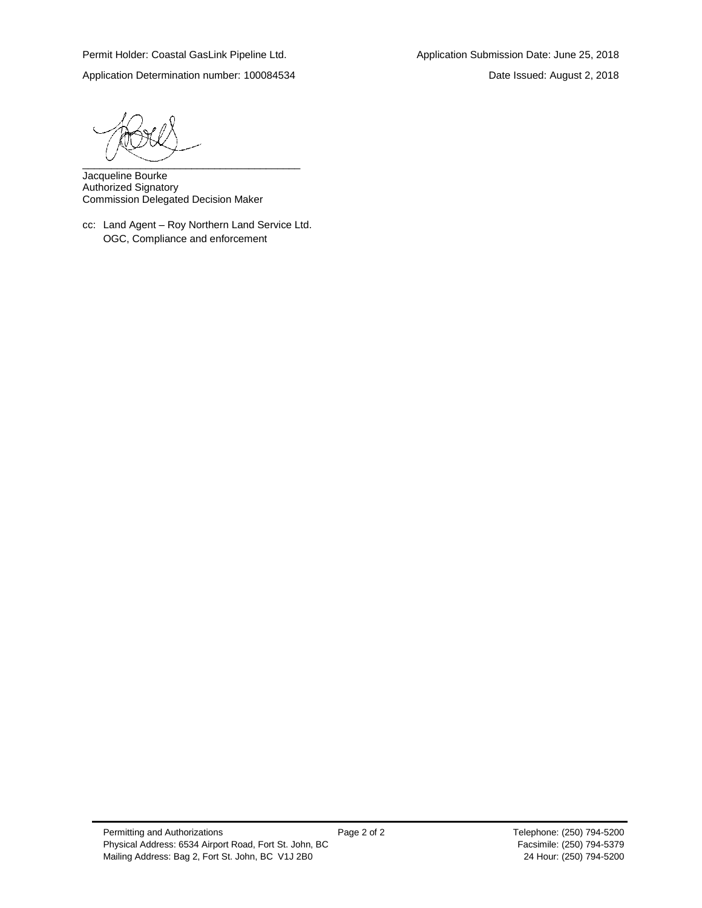Permit Holder: Coastal GasLink Pipeline Ltd. Application Submission Date: June 25, 2018

Application Determination number: 100084534 Date Issued: August 2, 2018

\_\_\_\_\_\_\_\_\_\_\_\_\_\_\_\_\_\_\_\_\_\_\_\_\_\_\_\_\_\_\_\_\_\_\_\_\_\_\_

Jacqueline Bourke
Authorized Signatory
Commission Delegated Decision Maker

cc: Land Agent – Roy Northern Land Service Ltd.
OGC, Compliance and enforcement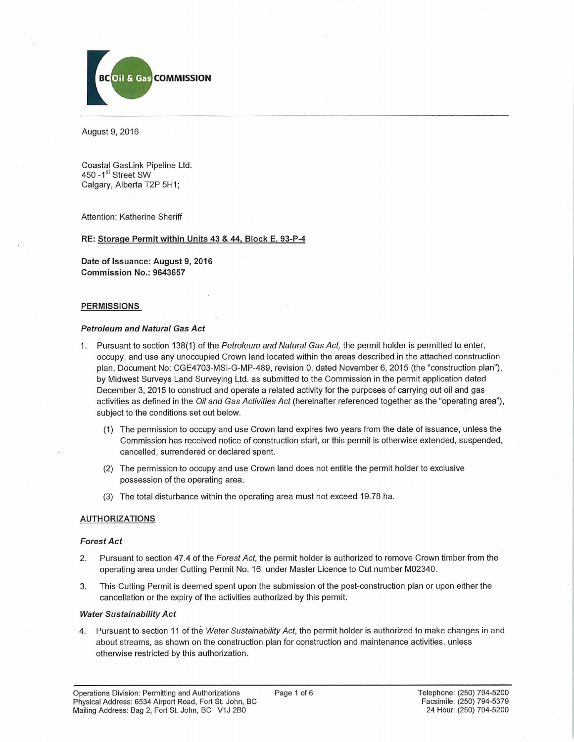BC Oil & Gas COMMISSION

August 9, 2016

Coastal GasLink Pipeline Ltd.
450 -1st Street SW
Calgary, Alberta T2P 5H1;

Attention: Katherine Sheriff

**RE: Storage Permit within Units 43 & 44, Block E, 93-P-4**

**Date of Issuance: August 9, 2016**
**Commission No.: 9643657**

## PERMISSIONS

### *Petroleum and Natural Gas Act*

1. Pursuant to section 138(1) of the *Petroleum and Natural Gas Act,* the permit holder is permitted to enter, occupy, and use any unoccupied Crown land located within the areas described in the attached construction plan, Document No: CGE4703-MSI-G-MP-489, revision 0, dated November 6, 2015 (the "construction plan"), by Midwest Surveys Land Surveying Ltd. as submitted to the Commission in the permit application dated December 3, 2015 to construct and operate a related activity for the purposes of carrying out oil and gas activities as defined in the *Oil and Gas Activities Act* (hereinafter referenced together as the "operating area"), subject to the conditions set out below.
   (1) The permission to occupy and use Crown land expires two years from the date of issuance, unless the Commission has received notice of construction start, or this permit is otherwise extended, suspended, cancelled, surrendered or declared spent.
   (2) The permission to occupy and use Crown land does not entitle the permit holder to exclusive possession of the operating area.
   (3) The total disturbance within the operating area must not exceed 19.78 ha.

## AUTHORIZATIONS

### *Forest Act*

2. Pursuant to section 47.4 of the *Forest Act*, the permit holder is authorized to remove Crown timber from the operating area under Cutting Permit No. 16 under Master Licence to Cut number M02340.
3. This Cutting Permit is deemed spent upon the submission of the post-construction plan or upon either the cancellation or the expiry of the activities authorized by this permit.

### *Water Sustainability Act*

4. Pursuant to section 11 of the *Water Sustainability Act*, the permit holder is authorized to make changes in and about streams, as shown on the construction plan for construction and maintenance activities, unless otherwise restricted by this authorization.

Operations Division: Permitting and Authorizations
Physical Address: 6534 Airport Road, Fort St. John, BC
Mailing Address: Bag 2, Fort St. John, BC V1J 2B0

Telephone: (250) 794-5200
Facsimile: (250) 794-5379
24 Hour: (250) 794-5200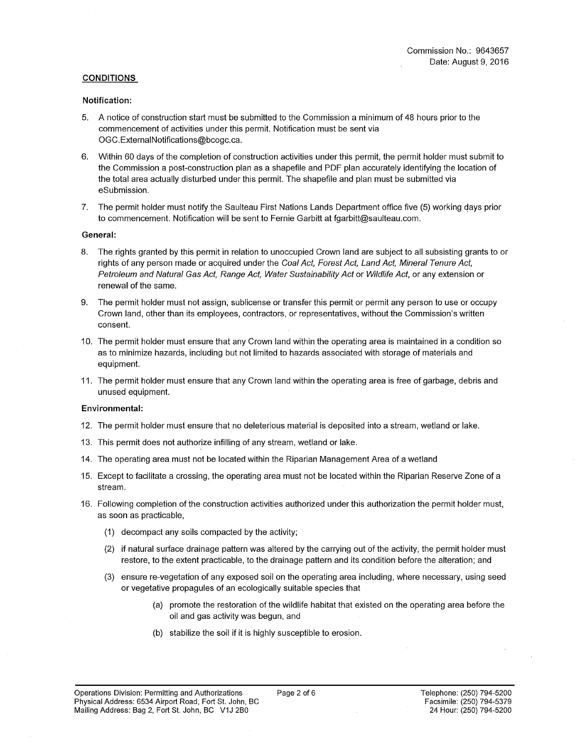Commission No.: 9643657
Date: August 9, 2016

## CONDITIONS

### Notification:

5. A notice of construction start must be submitted to the Commission a minimum of 48 hours prior to the commencement of activities under this permit. Notification must be sent via OGC.ExternalNotifications@bcogc.ca.

6. Within 60 days of the completion of construction activities under this permit, the permit holder must submit to the Commission a post-construction plan as a shapefile and PDF plan accurately identifying the location of the total area actually disturbed under this permit. The shapefile and plan must be submitted via eSubmission.

7. The permit holder must notify the Saulteau First Nations Lands Department office five (5) working days prior to commencement. Notification will be sent to Fernie Garbitt at fgarbitt@saulteau.com.

### General:

8. The rights granted by this permit in relation to unoccupied Crown land are subject to all subsisting grants to or rights of any person made or acquired under the *Coal Act, Forest Act, Land Act, Mineral Tenure Act, Petroleum and Natural Gas Act, Range Act, Water Sustainability Act* or *Wildlife Act*, or any extension or renewal of the same.

9. The permit holder must not assign, sublicense or transfer this permit or permit any person to use or occupy Crown land, other than its employees, contractors, or representatives, without the Commission's written consent.

10. The permit holder must ensure that any Crown land within the operating area is maintained in a condition so as to minimize hazards, including but not limited to hazards associated with storage of materials and equipment.

11. The permit holder must ensure that any Crown land within the operating area is free of garbage, debris and unused equipment.

### Environmental:

12. The permit holder must ensure that no deleterious material is deposited into a stream, wetland or lake.

13. This permit does not authorize infilling of any stream, wetland or lake.

14. The operating area must not be located within the Riparian Management Area of a wetland

15. Except to facilitate a crossing, the operating area must not be located within the Riparian Reserve Zone of a stream.

16. Following completion of the construction activities authorized under this authorization the permit holder must, as soon as practicable,

    (1) decompact any soils compacted by the activity;

    (2) if natural surface drainage pattern was altered by the carrying out of the activity, the permit holder must restore, to the extent practicable, to the drainage pattern and its condition before the alteration; and

    (3) ensure re-vegetation of any exposed soil on the operating area including, where necessary, using seed or vegetative propagules of an ecologically suitable species that

        (a) promote the restoration of the wildlife habitat that existed on the operating area before the oil and gas activity was begun, and

        (b) stabilize the soil if it is highly susceptible to erosion.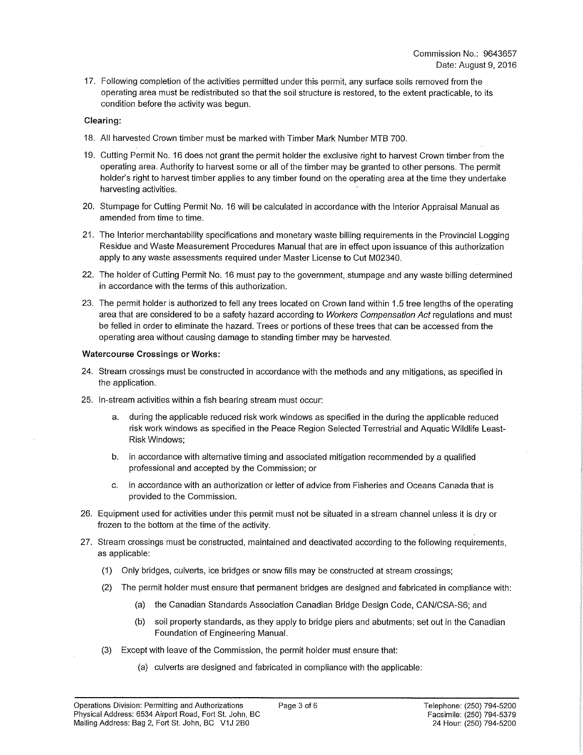Commission No.: 9643657
Date: August 9, 2016

17. Following completion of the activities permitted under this permit, any surface soils removed from the operating area must be redistributed so that the soil structure is restored, to the extent practicable, to its condition before the activity was begun.

**Clearing:**

18. All harvested Crown timber must be marked with Timber Mark Number MTB 700.

19. Cutting Permit No. 16 does not grant the permit holder the exclusive right to harvest Crown timber from the operating area. Authority to harvest some or all of the timber may be granted to other persons. The permit holder's right to harvest timber applies to any timber found on the operating area at the time they undertake harvesting activities.

20. Stumpage for Cutting Permit No. 16 will be calculated in accordance with the Interior Appraisal Manual as amended from time to time.

21. The Interior merchantability specifications and monetary waste billing requirements in the Provincial Logging Residue and Waste Measurement Procedures Manual that are in effect upon issuance of this authorization apply to any waste assessments required under Master License to Cut M02340.

22. The holder of Cutting Permit No. 16 must pay to the government, stumpage and any waste billing determined in accordance with the terms of this authorization.

23. The permit holder is authorized to fell any trees located on Crown land within 1.5 tree lengths of the operating area that are considered to be a safety hazard according to *Workers Compensation Act* regulations and must be felled in order to eliminate the hazard. Trees or portions of these trees that can be accessed from the operating area without causing damage to standing timber may be harvested.

**Watercourse Crossings or Works:**

24. Stream crossings must be constructed in accordance with the methods and any mitigations, as specified in the application.

25. In-stream activities within a fish bearing stream must occur:

    a. during the applicable reduced risk work windows as specified in the during the applicable reduced risk work windows as specified in the Peace Region Selected Terrestrial and Aquatic Wildlife Least-Risk Windows;

    b. in accordance with alternative timing and associated mitigation recommended by a qualified professional and accepted by the Commission; or

    c. in accordance with an authorization or letter of advice from Fisheries and Oceans Canada that is provided to the Commission.

26. Equipment used for activities under this permit must not be situated in a stream channel unless it is dry or frozen to the bottom at the time of the activity.

27. Stream crossings must be constructed, maintained and deactivated according to the following requirements, as applicable:

    (1) Only bridges, culverts, ice bridges or snow fills may be constructed at stream crossings;

    (2) The permit holder must ensure that permanent bridges are designed and fabricated in compliance with:

        (a) the Canadian Standards Association Canadian Bridge Design Code, CAN/CSA-S6; and

        (b) soil property standards, as they apply to bridge piers and abutments; set out in the Canadian Foundation of Engineering Manual.

    (3) Except with leave of the Commission, the permit holder must ensure that:

        (a) culverts are designed and fabricated in compliance with the applicable:

Operations Division: Permitting and Authorizations
Physical Address: 6534 Airport Road, Fort St. John, BC
Mailing Address: Bag 2, Fort St. John, BC V1J 2B0

Telephone: (250) 794-5200
Facsimile: (250) 794-5379
24 Hour: (250) 794-5200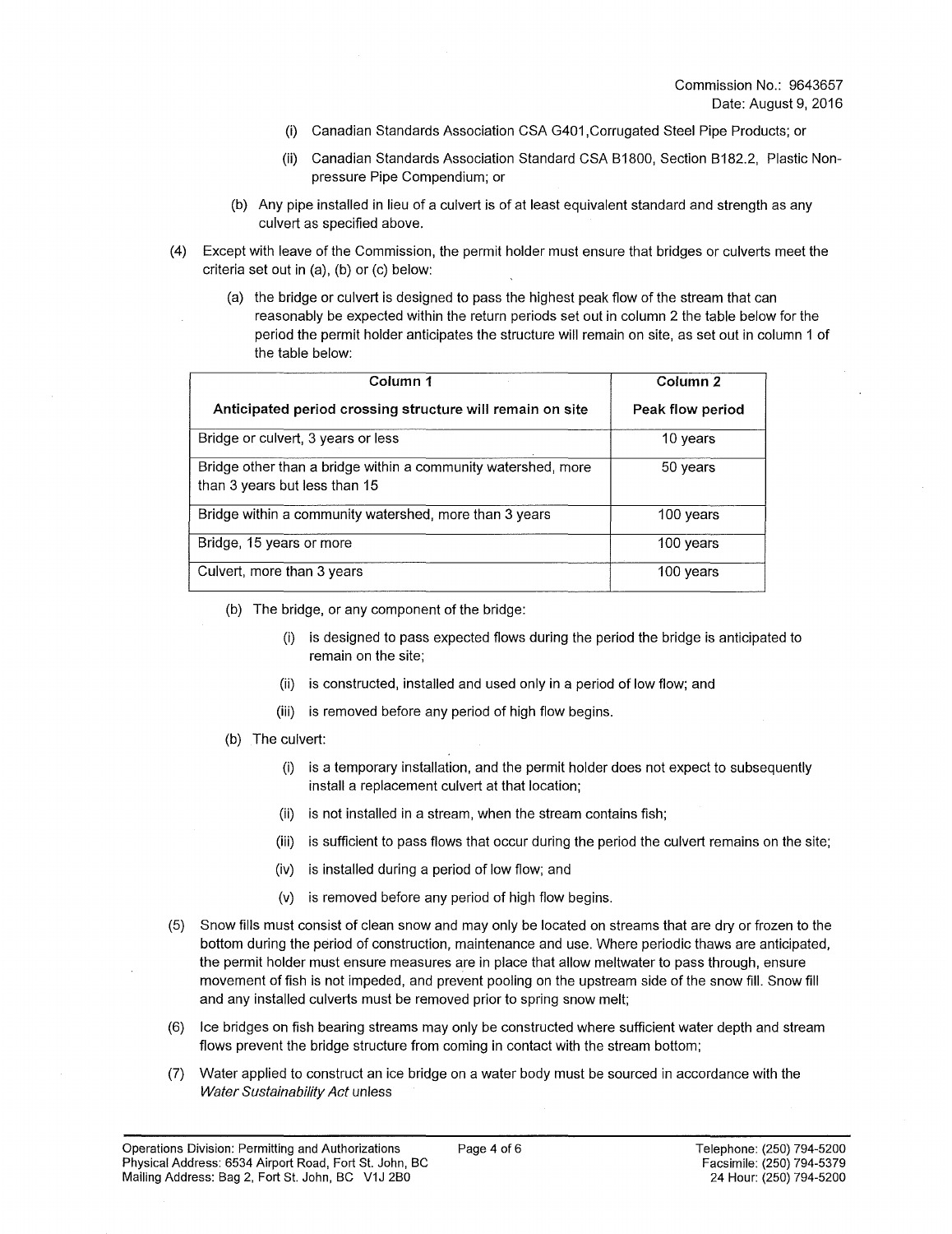Commission No.: 9643657
Date: August 9, 2016

(i) Canadian Standards Association CSA G401,Corrugated Steel Pipe Products; or

(ii) Canadian Standards Association Standard CSA B1800, Section B182.2, Plastic Non-pressure Pipe Compendium; or

(b) Any pipe installed in lieu of a culvert is of at least equivalent standard and strength as any culvert as specified above.

(4) Except with leave of the Commission, the permit holder must ensure that bridges or culverts meet the criteria set out in (a), (b) or (c) below:

(a) the bridge or culvert is designed to pass the highest peak flow of the stream that can reasonably be expected within the return periods set out in column 2 the table below for the period the permit holder anticipates the structure will remain on site, as set out in column 1 of the table below:

| Column 1<br>Anticipated period crossing structure will remain on site | Column 2<br>Peak flow period |
|---|---|
| Bridge or culvert, 3 years or less | 10 years |
| Bridge other than a bridge within a community watershed, more than 3 years but less than 15 | 50 years |
| Bridge within a community watershed, more than 3 years | 100 years |
| Bridge, 15 years or more | 100 years |
| Culvert, more than 3 years | 100 years |

(b) The bridge, or any component of the bridge:

(i) is designed to pass expected flows during the period the bridge is anticipated to remain on the site;

(ii) is constructed, installed and used only in a period of low flow; and

(iii) is removed before any period of high flow begins.

(b) The culvert:

(i) is a temporary installation, and the permit holder does not expect to subsequently install a replacement culvert at that location;

(ii) is not installed in a stream, when the stream contains fish;

(iii) is sufficient to pass flows that occur during the period the culvert remains on the site;

(iv) is installed during a period of low flow; and

(v) is removed before any period of high flow begins.

(5) Snow fills must consist of clean snow and may only be located on streams that are dry or frozen to the bottom during the period of construction, maintenance and use. Where periodic thaws are anticipated, the permit holder must ensure measures are in place that allow meltwater to pass through, ensure movement of fish is not impeded, and prevent pooling on the upstream side of the snow fill. Snow fill and any installed culverts must be removed prior to spring snow melt;

(6) Ice bridges on fish bearing streams may only be constructed where sufficient water depth and stream flows prevent the bridge structure from coming in contact with the stream bottom;

(7) Water applied to construct an ice bridge on a water body must be sourced in accordance with the *Water Sustainability Act* unless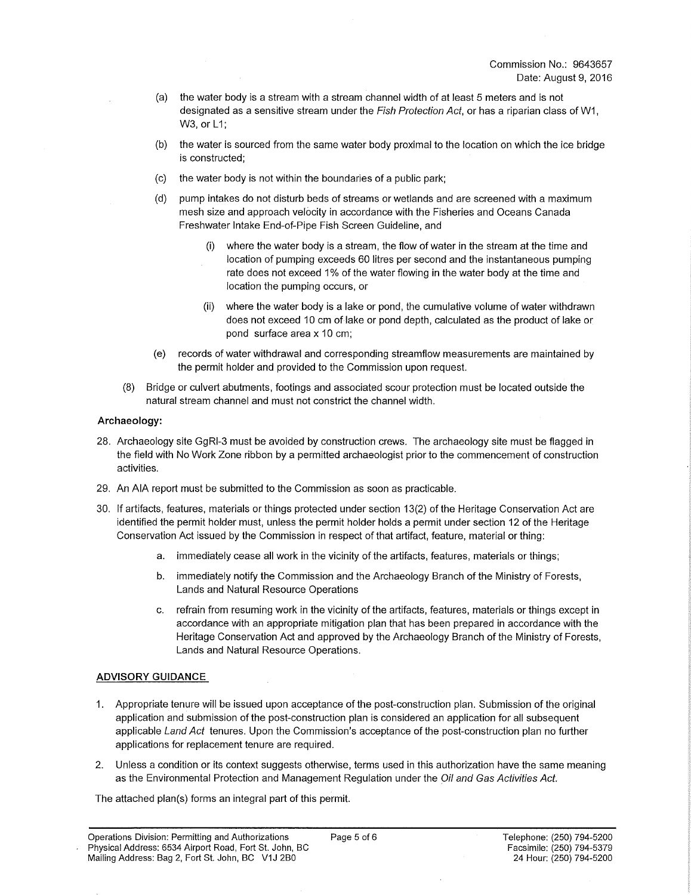Commission No.: 9643657
Date: August 9, 2016

(a) the water body is a stream with a stream channel width of at least 5 meters and is not designated as a sensitive stream under the *Fish Protection Act*, or has a riparian class of W1, W3, or L1;

(b) the water is sourced from the same water body proximal to the location on which the ice bridge is constructed;

(c) the water body is not within the boundaries of a public park;

(d) pump intakes do not disturb beds of streams or wetlands and are screened with a maximum mesh size and approach velocity in accordance with the Fisheries and Oceans Canada Freshwater Intake End-of-Pipe Fish Screen Guideline, and

   (i) where the water body is a stream, the flow of water in the stream at the time and location of pumping exceeds 60 litres per second and the instantaneous pumping rate does not exceed 1% of the water flowing in the water body at the time and location the pumping occurs, or

   (ii) where the water body is a lake or pond, the cumulative volume of water withdrawn does not exceed 10 cm of lake or pond depth, calculated as the product of lake or pond surface area x 10 cm;

(e) records of water withdrawal and corresponding streamflow measurements are maintained by the permit holder and provided to the Commission upon request.

(8) Bridge or culvert abutments, footings and associated scour protection must be located outside the natural stream channel and must not constrict the channel width.

**Archaeology:**

28. Archaeology site GgRI-3 must be avoided by construction crews. The archaeology site must be flagged in the field with No Work Zone ribbon by a permitted archaeologist prior to the commencement of construction activities.

29. An AIA report must be submitted to the Commission as soon as practicable.

30. If artifacts, features, materials or things protected under section 13(2) of the Heritage Conservation Act are identified the permit holder must, unless the permit holder holds a permit under section 12 of the Heritage Conservation Act issued by the Commission in respect of that artifact, feature, material or thing:

   a. immediately cease all work in the vicinity of the artifacts, features, materials or things;

   b. immediately notify the Commission and the Archaeology Branch of the Ministry of Forests, Lands and Natural Resource Operations

   c. refrain from resuming work in the vicinity of the artifacts, features, materials or things except in accordance with an appropriate mitigation plan that has been prepared in accordance with the Heritage Conservation Act and approved by the Archaeology Branch of the Ministry of Forests, Lands and Natural Resource Operations.

## ADVISORY GUIDANCE

1. Appropriate tenure will be issued upon acceptance of the post-construction plan. Submission of the original application and submission of the post-construction plan is considered an application for all subsequent applicable *Land Act* tenures. Upon the Commission's acceptance of the post-construction plan no further applications for replacement tenure are required.

2. Unless a condition or its context suggests otherwise, terms used in this authorization have the same meaning as the Environmental Protection and Management Regulation under the *Oil and Gas Activities Act.*

The attached plan(s) forms an integral part of this permit.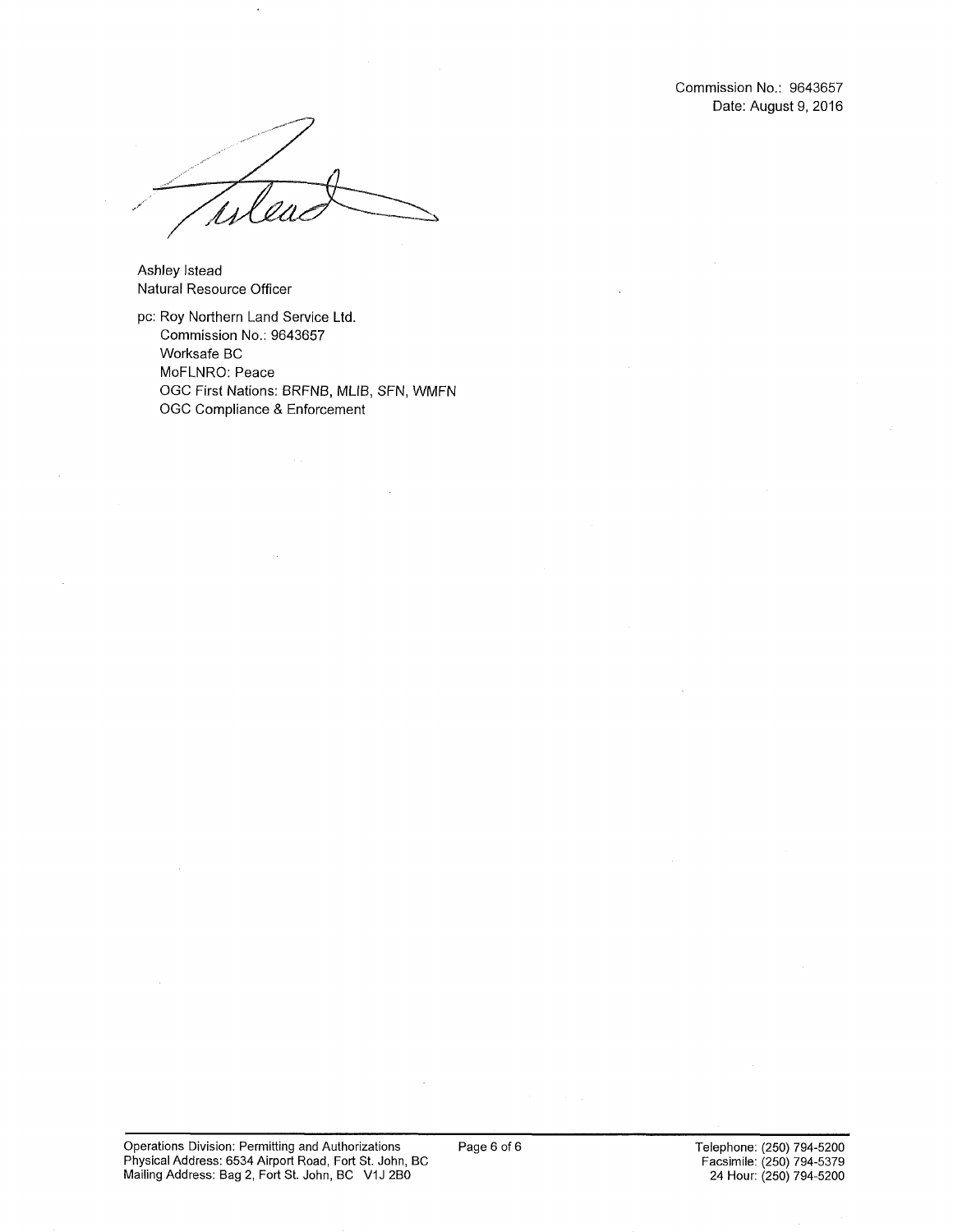Commission No.: 9643657
Date: August 9, 2016

Ashley Istead
Natural Resource Officer

pc: Roy Northern Land Service Ltd.
Commission No.: 9643657
Worksafe BC
MoFLNRO: Peace
OGC First Nations: BRFNB, MLIB, SFN, WMFN
OGC Compliance & Enforcement